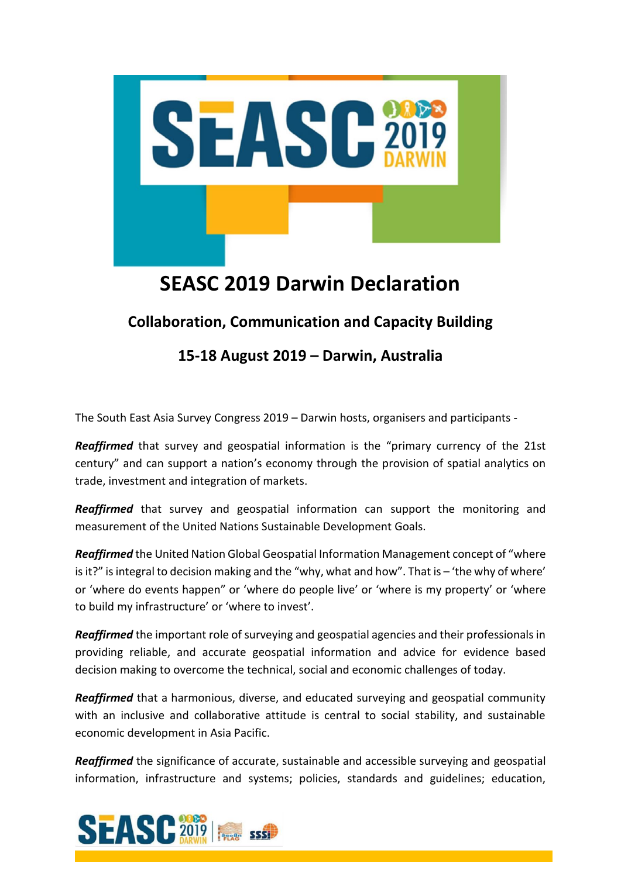# SEASC 2019 Darwin Declaration

## Collaboration, Communication and Capacity Building

## 15-18 August 2019 – Darwin, Australia

The South East Asia Survey Congress 2019 – Darwin hosts, organisers and participants -

***Reaffirmed*** that survey and geospatial information is the "primary currency of the 21st century" and can support a nation's economy through the provision of spatial analytics on trade, investment and integration of markets.

***Reaffirmed*** that survey and geospatial information can support the monitoring and measurement of the United Nations Sustainable Development Goals.

***Reaffirmed*** the United Nation Global Geospatial Information Management concept of "where is it?" is integral to decision making and the "why, what and how". That is – 'the why of where' or 'where do events happen" or 'where do people live' or 'where is my property' or 'where to build my infrastructure' or 'where to invest'.

***Reaffirmed*** the important role of surveying and geospatial agencies and their professionals in providing reliable, and accurate geospatial information and advice for evidence based decision making to overcome the technical, social and economic challenges of today.

***Reaffirmed*** that a harmonious, diverse, and educated surveying and geospatial community with an inclusive and collaborative attitude is central to social stability, and sustainable economic development in Asia Pacific.

***Reaffirmed*** the significance of accurate, sustainable and accessible surveying and geospatial information, infrastructure and systems; policies, standards and guidelines; education,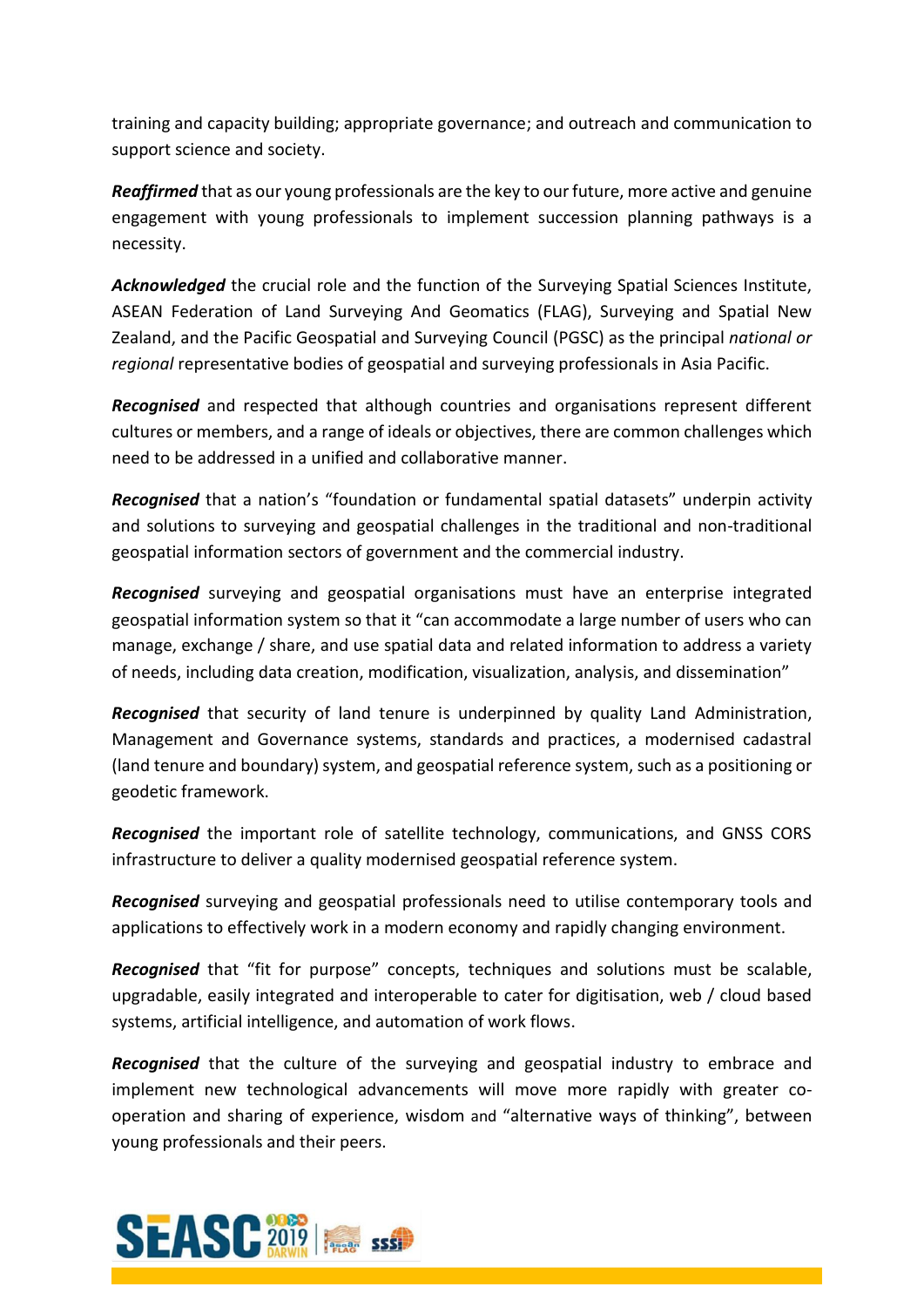training and capacity building; appropriate governance; and outreach and communication to support science and society.

***Reaffirmed*** that as our young professionals are the key to our future, more active and genuine engagement with young professionals to implement succession planning pathways is a necessity.

***Acknowledged*** the crucial role and the function of the Surveying Spatial Sciences Institute, ASEAN Federation of Land Surveying And Geomatics (FLAG), Surveying and Spatial New Zealand, and the Pacific Geospatial and Surveying Council (PGSC) as the principal *national or regional* representative bodies of geospatial and surveying professionals in Asia Pacific.

***Recognised*** and respected that although countries and organisations represent different cultures or members, and a range of ideals or objectives, there are common challenges which need to be addressed in a unified and collaborative manner.

***Recognised*** that a nation's "foundation or fundamental spatial datasets" underpin activity and solutions to surveying and geospatial challenges in the traditional and non-traditional geospatial information sectors of government and the commercial industry.

***Recognised*** surveying and geospatial organisations must have an enterprise integrated geospatial information system so that it "can accommodate a large number of users who can manage, exchange / share, and use spatial data and related information to address a variety of needs, including data creation, modification, visualization, analysis, and dissemination"

***Recognised*** that security of land tenure is underpinned by quality Land Administration, Management and Governance systems, standards and practices, a modernised cadastral (land tenure and boundary) system, and geospatial reference system, such as a positioning or geodetic framework.

***Recognised*** the important role of satellite technology, communications, and GNSS CORS infrastructure to deliver a quality modernised geospatial reference system.

***Recognised*** surveying and geospatial professionals need to utilise contemporary tools and applications to effectively work in a modern economy and rapidly changing environment.

***Recognised*** that "fit for purpose" concepts, techniques and solutions must be scalable, upgradable, easily integrated and interoperable to cater for digitisation, web / cloud based systems, artificial intelligence, and automation of work flows.

***Recognised*** that the culture of the surveying and geospatial industry to embrace and implement new technological advancements will move more rapidly with greater co-operation and sharing of experience, wisdom and "alternative ways of thinking", between young professionals and their peers.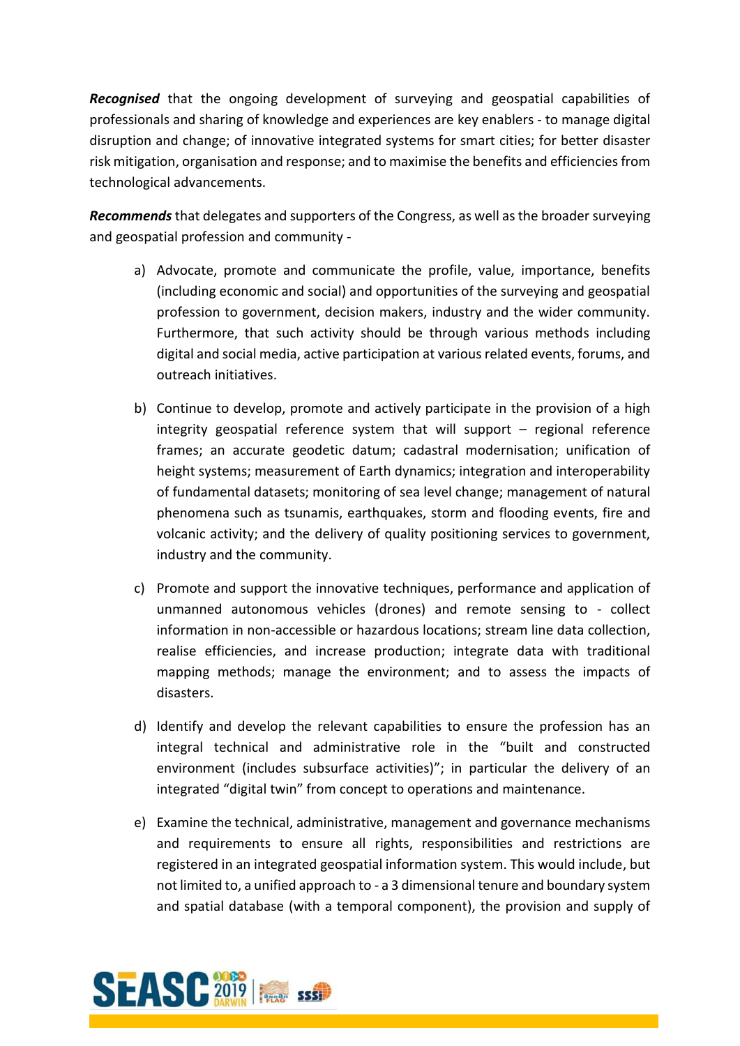***Recognised*** that the ongoing development of surveying and geospatial capabilities of professionals and sharing of knowledge and experiences are key enablers - to manage digital disruption and change; of innovative integrated systems for smart cities; for better disaster risk mitigation, organisation and response; and to maximise the benefits and efficiencies from technological advancements.

***Recommends*** that delegates and supporters of the Congress, as well as the broader surveying and geospatial profession and community -

a) Advocate, promote and communicate the profile, value, importance, benefits (including economic and social) and opportunities of the surveying and geospatial profession to government, decision makers, industry and the wider community. Furthermore, that such activity should be through various methods including digital and social media, active participation at various related events, forums, and outreach initiatives.

b) Continue to develop, promote and actively participate in the provision of a high integrity geospatial reference system that will support – regional reference frames; an accurate geodetic datum; cadastral modernisation; unification of height systems; measurement of Earth dynamics; integration and interoperability of fundamental datasets; monitoring of sea level change; management of natural phenomena such as tsunamis, earthquakes, storm and flooding events, fire and volcanic activity; and the delivery of quality positioning services to government, industry and the community.

c) Promote and support the innovative techniques, performance and application of unmanned autonomous vehicles (drones) and remote sensing to - collect information in non-accessible or hazardous locations; stream line data collection, realise efficiencies, and increase production; integrate data with traditional mapping methods; manage the environment; and to assess the impacts of disasters.

d) Identify and develop the relevant capabilities to ensure the profession has an integral technical and administrative role in the "built and constructed environment (includes subsurface activities)"; in particular the delivery of an integrated "digital twin" from concept to operations and maintenance.

e) Examine the technical, administrative, management and governance mechanisms and requirements to ensure all rights, responsibilities and restrictions are registered in an integrated geospatial information system. This would include, but not limited to, a unified approach to - a 3 dimensional tenure and boundary system and spatial database (with a temporal component), the provision and supply of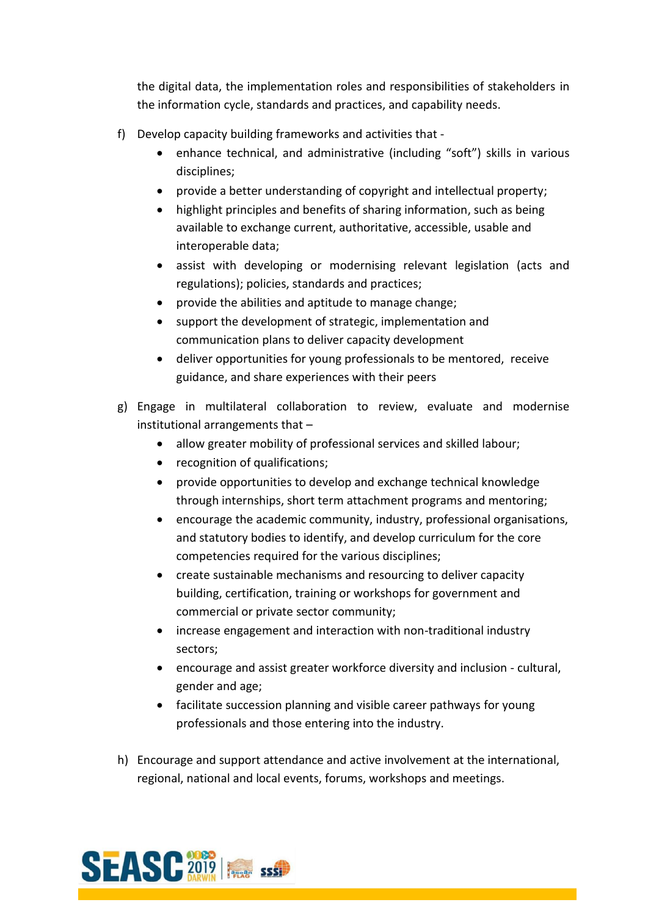the digital data, the implementation roles and responsibilities of stakeholders in the information cycle, standards and practices, and capability needs.

f) Develop capacity building frameworks and activities that -
   - enhance technical, and administrative (including "soft") skills in various disciplines;
   - provide a better understanding of copyright and intellectual property;
   - highlight principles and benefits of sharing information, such as being available to exchange current, authoritative, accessible, usable and interoperable data;
   - assist with developing or modernising relevant legislation (acts and regulations); policies, standards and practices;
   - provide the abilities and aptitude to manage change;
   - support the development of strategic, implementation and communication plans to deliver capacity development
   - deliver opportunities for young professionals to be mentored, receive guidance, and share experiences with their peers

g) Engage in multilateral collaboration to review, evaluate and modernise institutional arrangements that –
   - allow greater mobility of professional services and skilled labour;
   - recognition of qualifications;
   - provide opportunities to develop and exchange technical knowledge through internships, short term attachment programs and mentoring;
   - encourage the academic community, industry, professional organisations, and statutory bodies to identify, and develop curriculum for the core competencies required for the various disciplines;
   - create sustainable mechanisms and resourcing to deliver capacity building, certification, training or workshops for government and commercial or private sector community;
   - increase engagement and interaction with non-traditional industry sectors;
   - encourage and assist greater workforce diversity and inclusion - cultural, gender and age;
   - facilitate succession planning and visible career pathways for young professionals and those entering into the industry.

h) Encourage and support attendance and active involvement at the international, regional, national and local events, forums, workshops and meetings.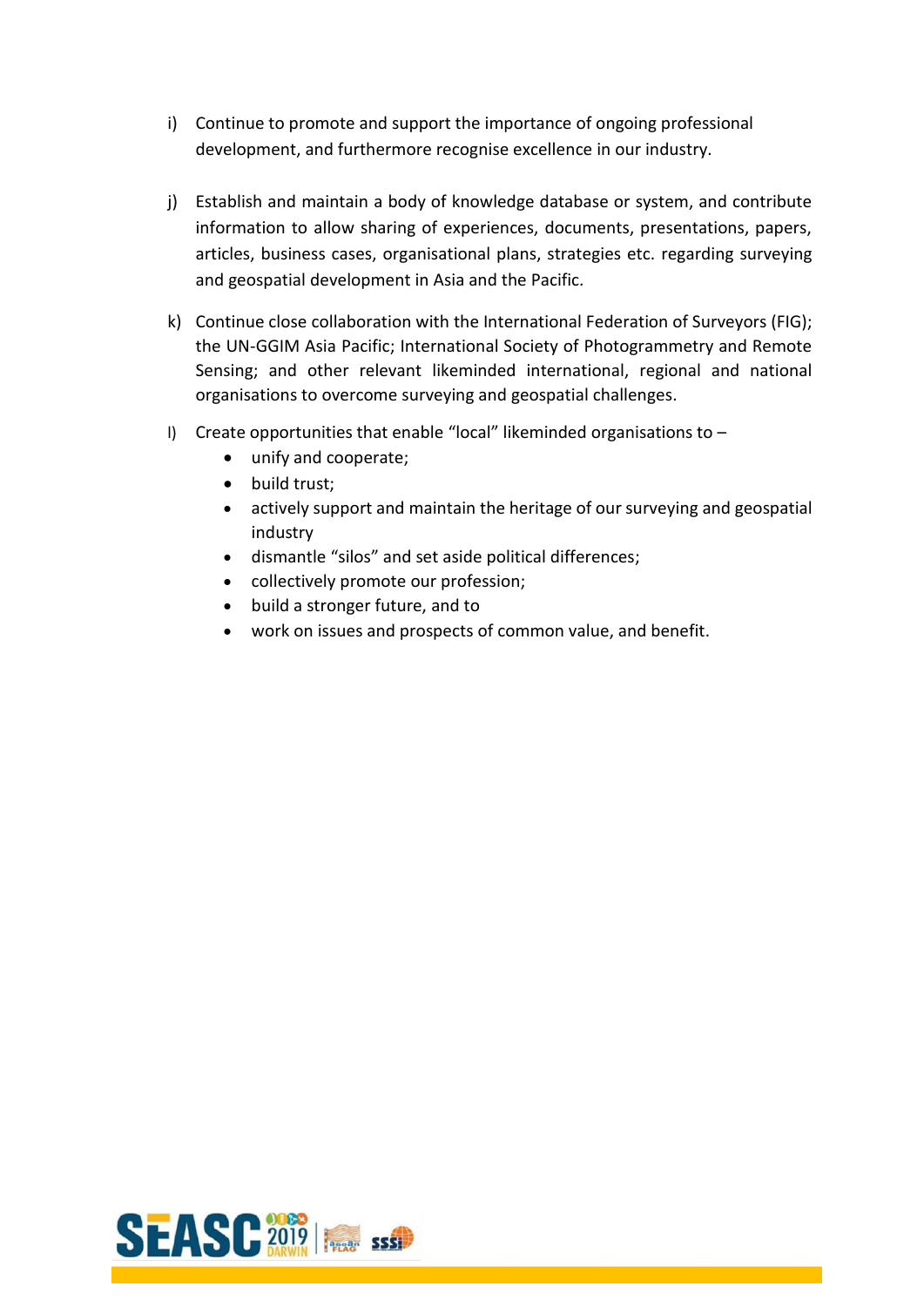i) Continue to promote and support the importance of ongoing professional development, and furthermore recognise excellence in our industry.

j) Establish and maintain a body of knowledge database or system, and contribute information to allow sharing of experiences, documents, presentations, papers, articles, business cases, organisational plans, strategies etc. regarding surveying and geospatial development in Asia and the Pacific.

k) Continue close collaboration with the International Federation of Surveyors (FIG); the UN-GGIM Asia Pacific; International Society of Photogrammetry and Remote Sensing; and other relevant likeminded international, regional and national organisations to overcome surveying and geospatial challenges.

l) Create opportunities that enable “local” likeminded organisations to –
   - unify and cooperate;
   - build trust;
   - actively support and maintain the heritage of our surveying and geospatial industry
   - dismantle “silos” and set aside political differences;
   - collectively promote our profession;
   - build a stronger future, and to
   - work on issues and prospects of common value, and benefit.